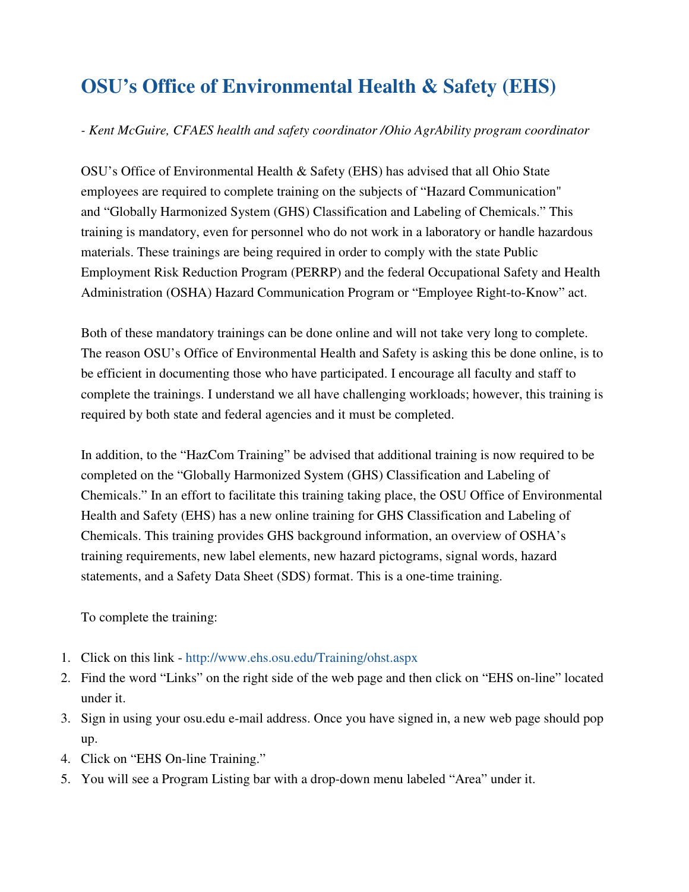# OSU's Office of Environmental Health & Safety (EHS)

*- Kent McGuire, CFAES health and safety coordinator /Ohio AgrAbility program coordinator*

OSU's Office of Environmental Health & Safety (EHS) has advised that all Ohio State employees are required to complete training on the subjects of "Hazard Communication" and "Globally Harmonized System (GHS) Classification and Labeling of Chemicals." This training is mandatory, even for personnel who do not work in a laboratory or handle hazardous materials. These trainings are being required in order to comply with the state Public Employment Risk Reduction Program (PERRP) and the federal Occupational Safety and Health Administration (OSHA) Hazard Communication Program or "Employee Right-to-Know" act.

Both of these mandatory trainings can be done online and will not take very long to complete. The reason OSU's Office of Environmental Health and Safety is asking this be done online, is to be efficient in documenting those who have participated. I encourage all faculty and staff to complete the trainings. I understand we all have challenging workloads; however, this training is required by both state and federal agencies and it must be completed.

In addition, to the "HazCom Training" be advised that additional training is now required to be completed on the "Globally Harmonized System (GHS) Classification and Labeling of Chemicals." In an effort to facilitate this training taking place, the OSU Office of Environmental Health and Safety (EHS) has a new online training for GHS Classification and Labeling of Chemicals. This training provides GHS background information, an overview of OSHA's training requirements, new label elements, new hazard pictograms, signal words, hazard statements, and a Safety Data Sheet (SDS) format. This is a one-time training.

To complete the training:

1. Click on this link - http://www.ehs.osu.edu/Training/ohst.aspx
2. Find the word "Links" on the right side of the web page and then click on "EHS on-line" located under it.
3. Sign in using your osu.edu e-mail address. Once you have signed in, a new web page should pop up.
4. Click on "EHS On-line Training."
5. You will see a Program Listing bar with a drop-down menu labeled "Area" under it.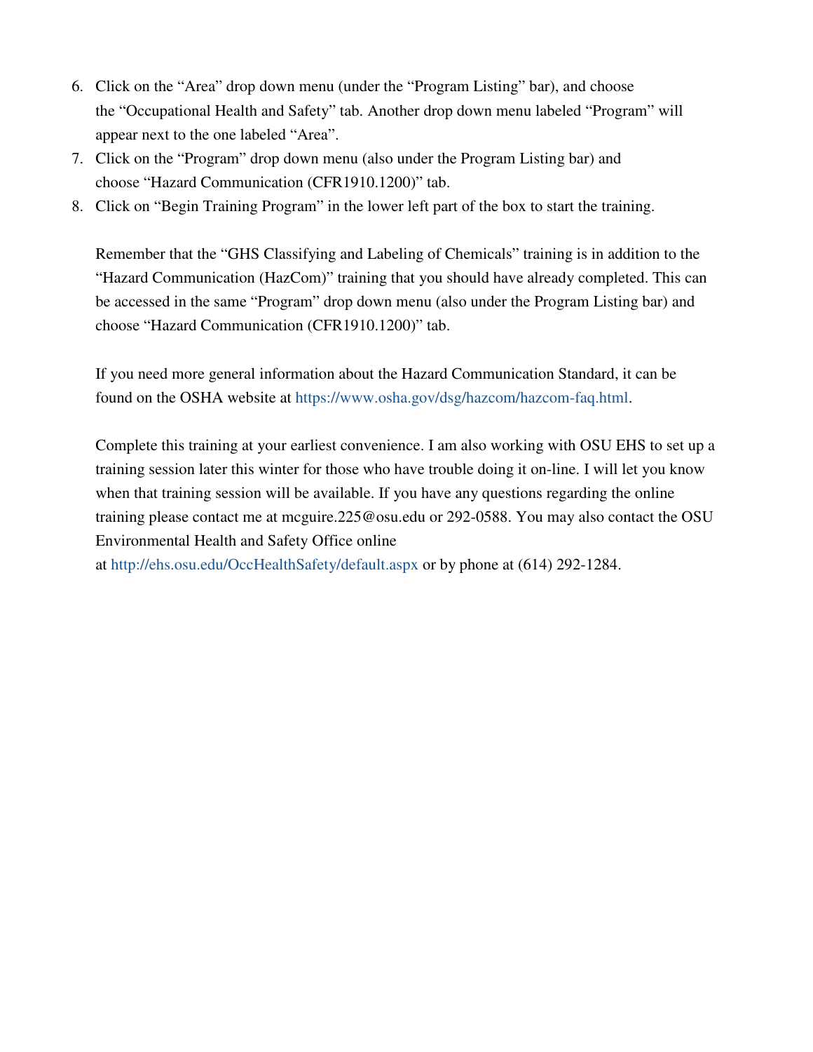6. Click on the "Area" drop down menu (under the "Program Listing" bar), and choose the "Occupational Health and Safety" tab. Another drop down menu labeled "Program" will appear next to the one labeled "Area".
7. Click on the "Program" drop down menu (also under the Program Listing bar) and choose "Hazard Communication (CFR1910.1200)" tab.
8. Click on "Begin Training Program" in the lower left part of the box to start the training.

Remember that the "GHS Classifying and Labeling of Chemicals" training is in addition to the "Hazard Communication (HazCom)" training that you should have already completed. This can be accessed in the same "Program" drop down menu (also under the Program Listing bar) and choose "Hazard Communication (CFR1910.1200)" tab.

If you need more general information about the Hazard Communication Standard, it can be found on the OSHA website at https://www.osha.gov/dsg/hazcom/hazcom-faq.html.

Complete this training at your earliest convenience. I am also working with OSU EHS to set up a training session later this winter for those who have trouble doing it on-line. I will let you know when that training session will be available. If you have any questions regarding the online training please contact me at mcguire.225@osu.edu or 292-0588. You may also contact the OSU Environmental Health and Safety Office online at http://ehs.osu.edu/OccHealthSafety/default.aspx or by phone at (614) 292-1284.